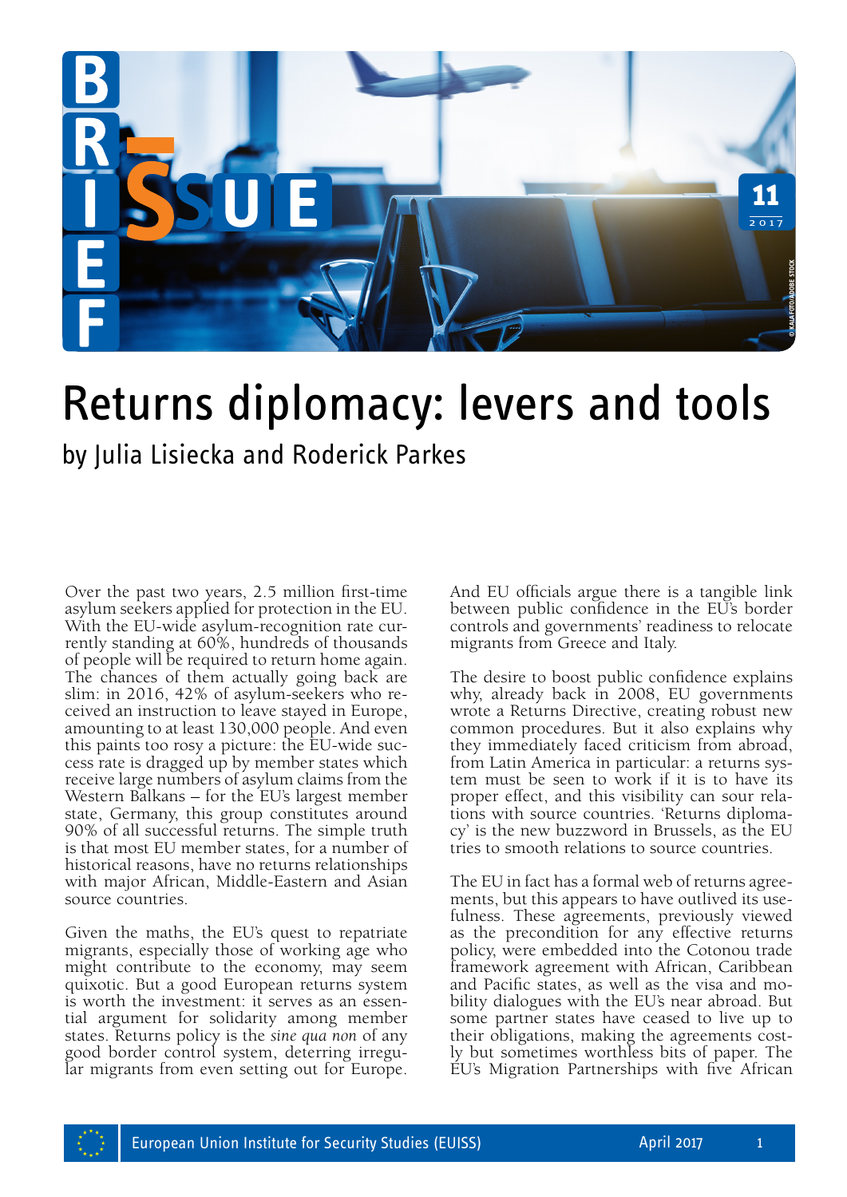# Returns diplomacy: levers and tools

by Julia Lisiecka and Roderick Parkes

Over the past two years, 2.5 million first-time asylum seekers applied for protection in the EU. With the EU-wide asylum-recognition rate currently standing at 60%, hundreds of thousands of people will be required to return home again. The chances of them actually going back are slim: in 2016, 42% of asylum-seekers who received an instruction to leave stayed in Europe, amounting to at least 130,000 people. And even this paints too rosy a picture: the EU-wide success rate is dragged up by member states which receive large numbers of asylum claims from the Western Balkans – for the EU's largest member state, Germany, this group constitutes around 90% of all successful returns. The simple truth is that most EU member states, for a number of historical reasons, have no returns relationships with major African, Middle-Eastern and Asian source countries.

Given the maths, the EU's quest to repatriate migrants, especially those of working age who might contribute to the economy, may seem quixotic. But a good European returns system is worth the investment: it serves as an essential argument for solidarity among member states. Returns policy is the *sine qua non* of any good border control system, deterring irregular migrants from even setting out for Europe. And EU officials argue there is a tangible link between public confidence in the EU's border controls and governments' readiness to relocate migrants from Greece and Italy.

The desire to boost public confidence explains why, already back in 2008, EU governments wrote a Returns Directive, creating robust new common procedures. But it also explains why they immediately faced criticism from abroad, from Latin America in particular: a returns system must be seen to work if it is to have its proper effect, and this visibility can sour relations with source countries. 'Returns diplomacy' is the new buzzword in Brussels, as the EU tries to smooth relations to source countries.

The EU in fact has a formal web of returns agreements, but this appears to have outlived its usefulness. These agreements, previously viewed as the precondition for any effective returns policy, were embedded into the Cotonou trade framework agreement with African, Caribbean and Pacific states, as well as the visa and mobility dialogues with the EU's near abroad. But some partner states have ceased to live up to their obligations, making the agreements costly but sometimes worthless bits of paper. The EU's Migration Partnerships with five African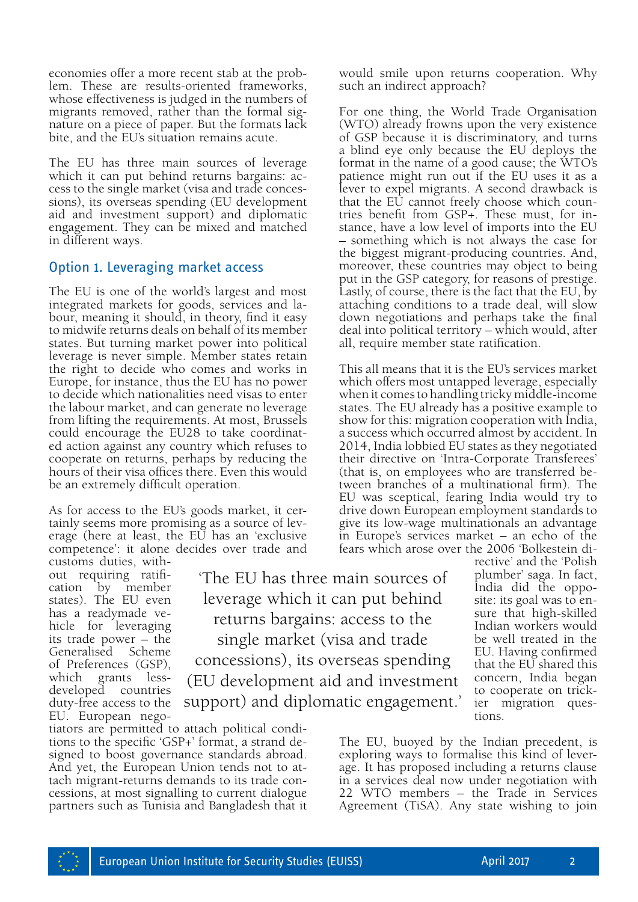economies offer a more recent stab at the problem. These are results-oriented frameworks, whose effectiveness is judged in the numbers of migrants removed, rather than the formal signature on a piece of paper. But the formats lack bite, and the EU's situation remains acute.

The EU has three main sources of leverage which it can put behind returns bargains: access to the single market (visa and trade concessions), its overseas spending (EU development aid and investment support) and diplomatic engagement. They can be mixed and matched in different ways.

## Option 1. Leveraging market access

The EU is one of the world's largest and most integrated markets for goods, services and labour, meaning it should, in theory, find it easy to midwife returns deals on behalf of its member states. But turning market power into political leverage is never simple. Member states retain the right to decide who comes and works in Europe, for instance, thus the EU has no power to decide which nationalities need visas to enter the labour market, and can generate no leverage from lifting the requirements. At most, Brussels could encourage the EU28 to take coordinated action against any country which refuses to cooperate on returns, perhaps by reducing the hours of their visa offices there. Even this would be an extremely difficult operation.

As for access to the EU's goods market, it certainly seems more promising as a source of leverage (here at least, the EU has an 'exclusive competence': it alone decides over trade and customs duties, without requiring ratification by member states). The EU even has a readymade vehicle for leveraging its trade power – the Generalised Scheme of Preferences (GSP), which grants less-developed countries duty-free access to the EU. European negotiators are permitted to attach political conditions to the specific 'GSP+' format, a strand designed to boost governance standards abroad. And yet, the European Union tends not to attach migrant-returns demands to its trade concessions, at most signalling to current dialogue partners such as Tunisia and Bangladesh that it would smile upon returns cooperation. Why such an indirect approach?

> 'The EU has three main sources of leverage which it can put behind returns bargains: access to the single market (visa and trade concessions), its overseas spending (EU development aid and investment support) and diplomatic engagement.'

For one thing, the World Trade Organisation (WTO) already frowns upon the very existence of GSP because it is discriminatory, and turns a blind eye only because the EU deploys the format in the name of a good cause; the WTO's patience might run out if the EU uses it as a lever to expel migrants. A second drawback is that the EU cannot freely choose which countries benefit from GSP+. These must, for instance, have a low level of imports into the EU – something which is not always the case for the biggest migrant-producing countries. And, moreover, these countries may object to being put in the GSP category, for reasons of prestige. Lastly, of course, there is the fact that the EU, by attaching conditions to a trade deal, will slow down negotiations and perhaps take the final deal into political territory – which would, after all, require member state ratification.

This all means that it is the EU's services market which offers most untapped leverage, especially when it comes to handling tricky middle-income states. The EU already has a positive example to show for this: migration cooperation with India, a success which occurred almost by accident. In 2014, India lobbied EU states as they negotiated their directive on 'Intra-Corporate Transferees' (that is, on employees who are transferred between branches of a multinational firm). The EU was sceptical, fearing India would try to drive down European employment standards to give its low-wage multinationals an advantage in Europe's services market – an echo of the fears which arose over the 2006 'Bolkestein directive' and the 'Polish plumber' saga. In fact, India did the opposite: its goal was to ensure that high-skilled Indian workers would be well treated in the EU. Having confirmed that the EU shared this concern, India began to cooperate on trickier migration questions.

The EU, buoyed by the Indian precedent, is exploring ways to formalise this kind of leverage. It has proposed including a returns clause in a services deal now under negotiation with 22 WTO members – the Trade in Services Agreement (TiSA). Any state wishing to join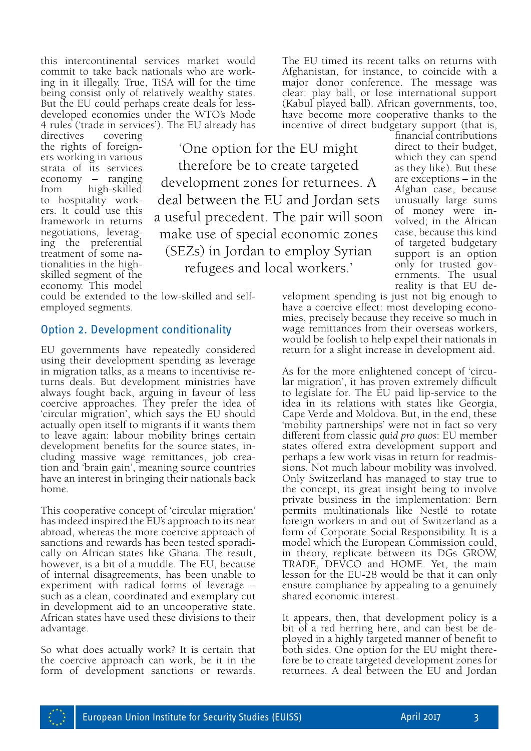this intercontinental services market would commit to take back nationals who are working in it illegally. True, TiSA will for the time being consist only of relatively wealthy states. But the EU could perhaps create deals for less-developed economies under the WTO's Mode 4 rules ('trade in services'). The EU already has directives covering the rights of foreigners working in various strata of its services economy – ranging from high-skilled to hospitality workers. It could use this framework in returns negotiations, leveraging the preferential treatment of some nationalities in the high-skilled segment of the economy. This model could be extended to the low-skilled and self-employed segments.

> 'One option for the EU might therefore be to create targeted development zones for returnees. A deal between the EU and Jordan sets a useful precedent. The pair will soon make use of special economic zones (SEZs) in Jordan to employ Syrian refugees and local workers.'

## Option 2. Development conditionality

EU governments have repeatedly considered using their development spending as leverage in migration talks, as a means to incentivise returns deals. But development ministries have always fought back, arguing in favour of less coercive approaches. They prefer the idea of 'circular migration', which says the EU should actually open itself to migrants if it wants them to leave again: labour mobility brings certain development benefits for the source states, including massive wage remittances, job creation and 'brain gain', meaning source countries have an interest in bringing their nationals back home.

This cooperative concept of 'circular migration' has indeed inspired the EU's approach to its near abroad, whereas the more coercive approach of sanctions and rewards has been tested sporadically on African states like Ghana. The result, however, is a bit of a muddle. The EU, because of internal disagreements, has been unable to experiment with radical forms of leverage – such as a clean, coordinated and exemplary cut in development aid to an uncooperative state. African states have used these divisions to their advantage.

So what does actually work? It is certain that the coercive approach can work, be it in the form of development sanctions or rewards. The EU timed its recent talks on returns with Afghanistan, for instance, to coincide with a major donor conference. The message was clear: play ball, or lose international support (Kabul played ball). African governments, too, have become more cooperative thanks to the incentive of direct budgetary support (that is, financial contributions direct to their budget, which they can spend as they like). But these are exceptions – in the Afghan case, because unusually large sums of money were involved; in the African case, because this kind of targeted budgetary support is an option only for trusted governments. The usual reality is that EU development spending is just not big enough to have a coercive effect: most developing economies, precisely because they receive so much in wage remittances from their overseas workers, would be foolish to help expel their nationals in return for a slight increase in development aid.

As for the more enlightened concept of 'circular migration', it has proven extremely difficult to legislate for. The EU paid lip-service to the idea in its relations with states like Georgia, Cape Verde and Moldova. But, in the end, these 'mobility partnerships' were not in fact so very different from classic *quid pro quos*: EU member states offered extra development support and perhaps a few work visas in return for readmissions. Not much labour mobility was involved. Only Switzerland has managed to stay true to the concept, its great insight being to involve private business in the implementation: Bern permits multinationals like Nestlé to rotate foreign workers in and out of Switzerland as a form of Corporate Social Responsibility. It is a model which the European Commission could, in theory, replicate between its DGs GROW, TRADE, DEVCO and HOME. Yet, the main lesson for the EU-28 would be that it can only ensure compliance by appealing to a genuinely shared economic interest.

It appears, then, that development policy is a bit of a red herring here, and can best be deployed in a highly targeted manner of benefit to both sides. One option for the EU might therefore be to create targeted development zones for returnees. A deal between the EU and Jordan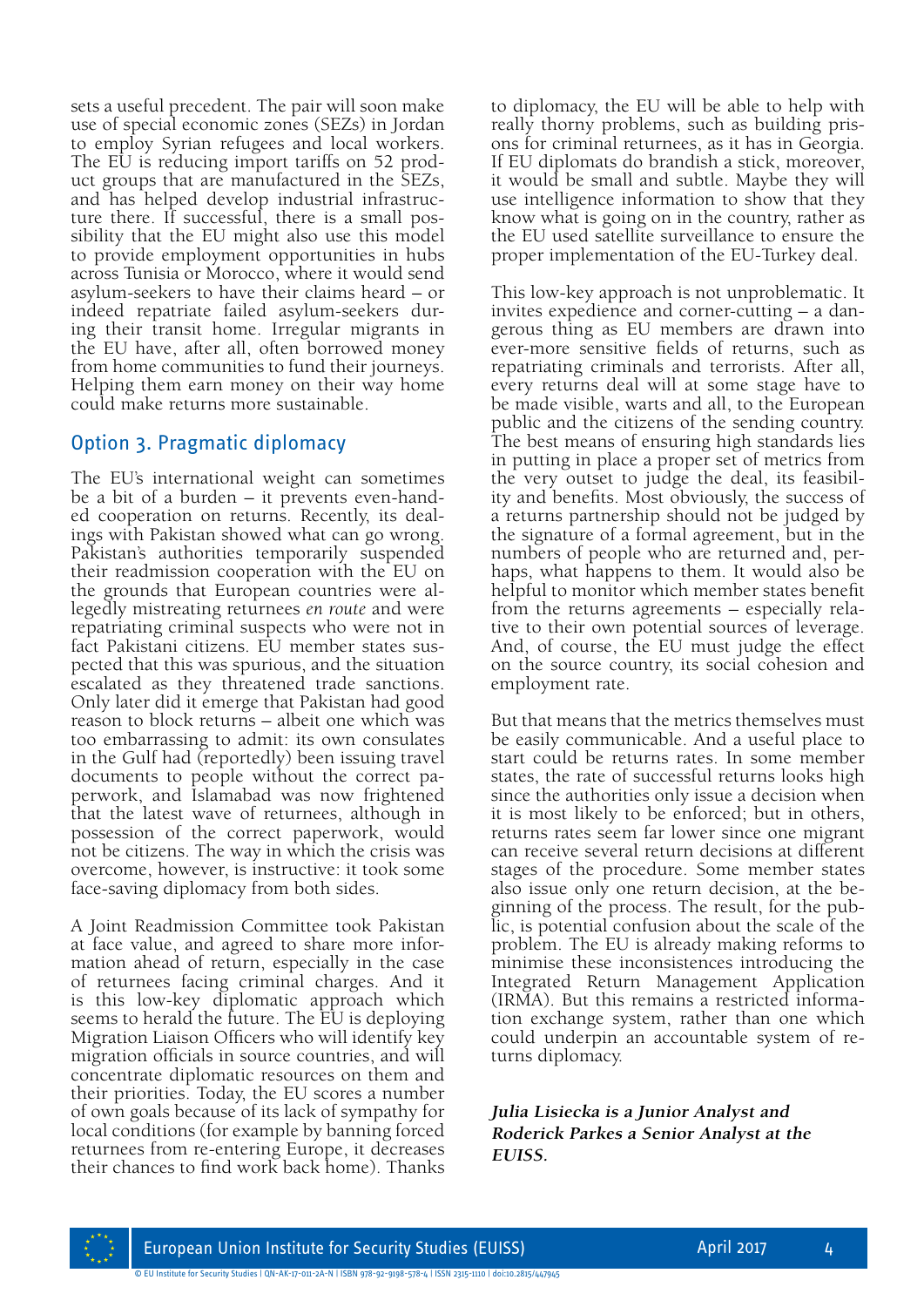sets a useful precedent. The pair will soon make use of special economic zones (SEZs) in Jordan to employ Syrian refugees and local workers. The EU is reducing import tariffs on 52 product groups that are manufactured in the SEZs, and has helped develop industrial infrastructure there. If successful, there is a small possibility that the EU might also use this model to provide employment opportunities in hubs across Tunisia or Morocco, where it would send asylum-seekers to have their claims heard – or indeed repatriate failed asylum-seekers during their transit home. Irregular migrants in the EU have, after all, often borrowed money from home communities to fund their journeys. Helping them earn money on their way home could make returns more sustainable.

## Option 3. Pragmatic diplomacy

The EU's international weight can sometimes be a bit of a burden – it prevents even-handed cooperation on returns. Recently, its dealings with Pakistan showed what can go wrong. Pakistan's authorities temporarily suspended their readmission cooperation with the EU on the grounds that European countries were allegedly mistreating returnees *en route* and were repatriating criminal suspects who were not in fact Pakistani citizens. EU member states suspected that this was spurious, and the situation escalated as they threatened trade sanctions. Only later did it emerge that Pakistan had good reason to block returns – albeit one which was too embarrassing to admit: its own consulates in the Gulf had (reportedly) been issuing travel documents to people without the correct paperwork, and Islamabad was now frightened that the latest wave of returnees, although in possession of the correct paperwork, would not be citizens. The way in which the crisis was overcome, however, is instructive: it took some face-saving diplomacy from both sides.

A Joint Readmission Committee took Pakistan at face value, and agreed to share more information ahead of return, especially in the case of returnees facing criminal charges. And it is this low-key diplomatic approach which seems to herald the future. The EU is deploying Migration Liaison Officers who will identify key migration officials in source countries, and will concentrate diplomatic resources on them and their priorities. Today, the EU scores a number of own goals because of its lack of sympathy for local conditions (for example by banning forced returnees from re-entering Europe, it decreases their chances to find work back home). Thanks to diplomacy, the EU will be able to help with really thorny problems, such as building prisons for criminal returnees, as it has in Georgia. If EU diplomats do brandish a stick, moreover, it would be small and subtle. Maybe they will use intelligence information to show that they know what is going on in the country, rather as the EU used satellite surveillance to ensure the proper implementation of the EU-Turkey deal.

This low-key approach is not unproblematic. It invites expedience and corner-cutting – a dangerous thing as EU members are drawn into ever-more sensitive fields of returns, such as repatriating criminals and terrorists. After all, every returns deal will at some stage have to be made visible, warts and all, to the European public and the citizens of the sending country. The best means of ensuring high standards lies in putting in place a proper set of metrics from the very outset to judge the deal, its feasibility and benefits. Most obviously, the success of a returns partnership should not be judged by the signature of a formal agreement, but in the numbers of people who are returned and, perhaps, what happens to them. It would also be helpful to monitor which member states benefit from the returns agreements – especially relative to their own potential sources of leverage. And, of course, the EU must judge the effect on the source country, its social cohesion and employment rate.

But that means that the metrics themselves must be easily communicable. And a useful place to start could be returns rates. In some member states, the rate of successful returns looks high since the authorities only issue a decision when it is most likely to be enforced; but in others, returns rates seem far lower since one migrant can receive several return decisions at different stages of the procedure. Some member states also issue only one return decision, at the beginning of the process. The result, for the public, is potential confusion about the scale of the problem. The EU is already making reforms to minimise these inconsistences introducing the Integrated Return Management Application (IRMA). But this remains a restricted information exchange system, rather than one which could underpin an accountable system of returns diplomacy.

***Julia Lisiecka is a Junior Analyst and Roderick Parkes a Senior Analyst at the EUISS.***

© EU Institute for Security Studies | QN-AK-17-011-2A-N | ISBN 978-92-9198-578-4 | ISSN 2315-1110 | doi:10.2815/447945